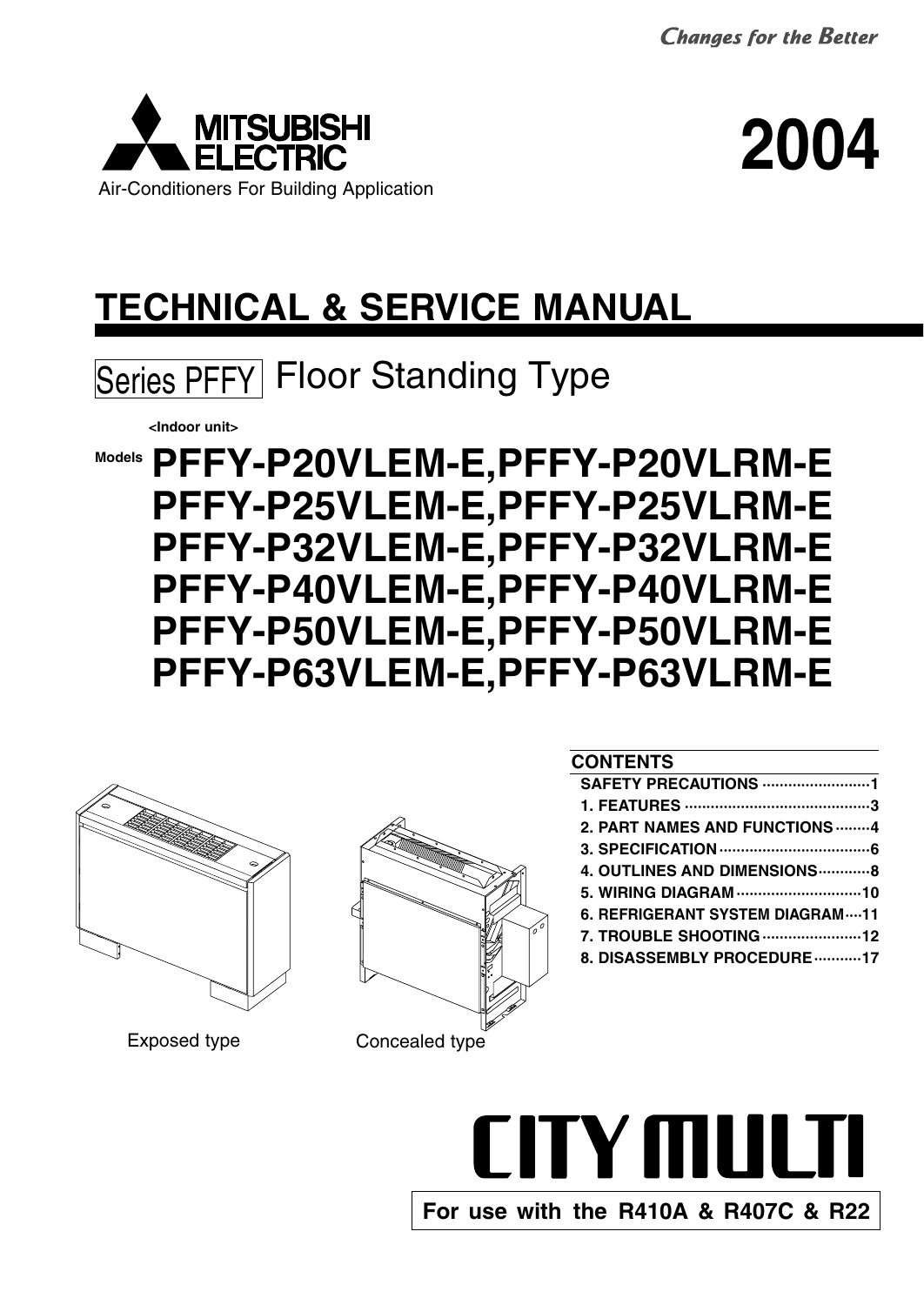*Changes for the Better*

MITSUBISHI ELECTRIC

Air-Conditioners For Building Application

# 2004

# TECHNICAL & SERVICE MANUAL

## Series PFFY Floor Standing Type

**<Indoor unit>**

**Models**

# PFFY-P20VLEM-E,PFFY-P20VLRM-E
# PFFY-P25VLEM-E,PFFY-P25VLRM-E
# PFFY-P32VLEM-E,PFFY-P32VLRM-E
# PFFY-P40VLEM-E,PFFY-P40VLRM-E
# PFFY-P50VLEM-E,PFFY-P50VLRM-E
# PFFY-P63VLEM-E,PFFY-P63VLRM-E

Exposed type

Concealed type

**CONTENTS**

| | |
|---|---|
| SAFETY PRECAUTIONS | 1 |
| 1. FEATURES | 3 |
| 2. PART NAMES AND FUNCTIONS | 4 |
| 3. SPECIFICATION | 6 |
| 4. OUTLINES AND DIMENSIONS | 8 |
| 5. WIRING DIAGRAM | 10 |
| 6. REFRIGERANT SYSTEM DIAGRAM | 11 |
| 7. TROUBLE SHOOTING | 12 |
| 8. DISASSEMBLY PROCEDURE | 17 |

CITY MULTI

**For use with the R410A & R407C & R22**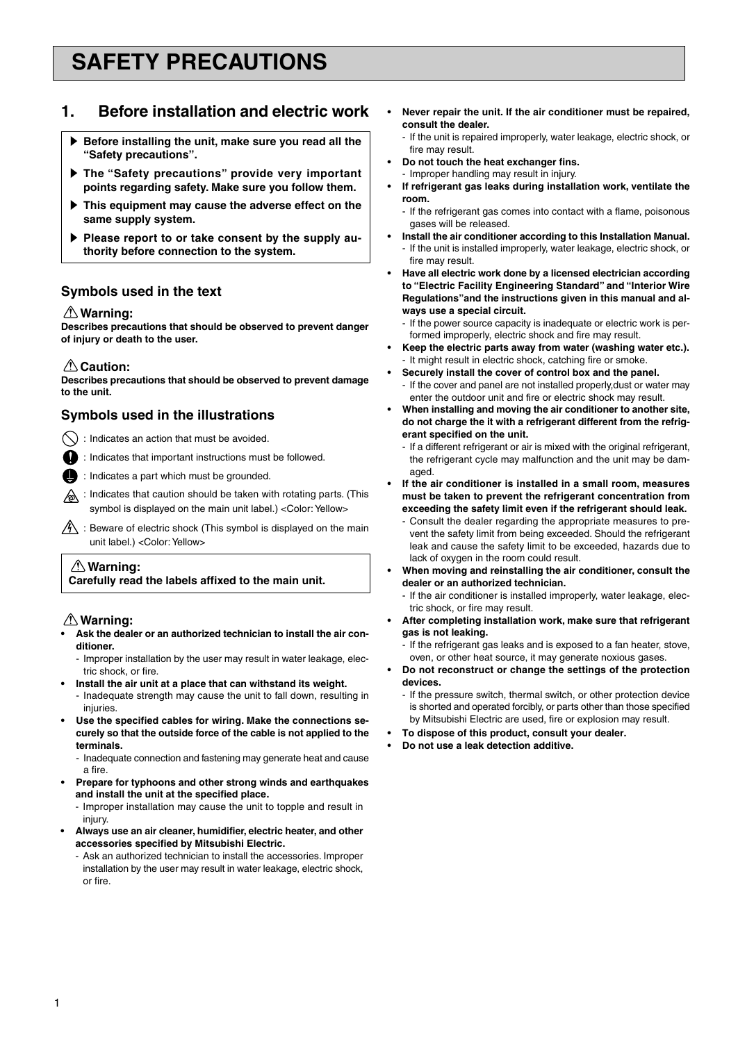# SAFETY PRECAUTIONS

## 1. Before installation and electric work

> ▶ **Before installing the unit, make sure you read all the "Safety precautions".**
>
> ▶ **The "Safety precautions" provide very important points regarding safety. Make sure you follow them.**
>
> ▶ **This equipment may cause the adverse effect on the same supply system.**
>
> ▶ **Please report to or take consent by the supply authority before connection to the system.**

### Symbols used in the text

**⚠ Warning:**
**Describes precautions that should be observed to prevent danger of injury or death to the user.**

**⚠ Caution:**
**Describes precautions that should be observed to prevent damage to the unit.**

### Symbols used in the illustrations

⃠ : Indicates an action that must be avoided.

❗ : Indicates that important instructions must be followed.

⏚ : Indicates a part which must be grounded.

⚠ : Indicates that caution should be taken with rotating parts. (This symbol is displayed on the main unit label.) <Color: Yellow>

⚠ : Beware of electric shock (This symbol is displayed on the main unit label.) <Color: Yellow>

> **⚠ Warning:**
> **Carefully read the labels affixed to the main unit.**

**⚠ Warning:**

- **Ask the dealer or an authorized technician to install the air conditioner.**
  - Improper installation by the user may result in water leakage, electric shock, or fire.
- **Install the air unit at a place that can withstand its weight.**
  - Inadequate strength may cause the unit to fall down, resulting in injuries.
- **Use the specified cables for wiring. Make the connections securely so that the outside force of the cable is not applied to the terminals.**
  - Inadequate connection and fastening may generate heat and cause a fire.
- **Prepare for typhoons and other strong winds and earthquakes and install the unit at the specified place.**
  - Improper installation may cause the unit to topple and result in injury.
- **Always use an air cleaner, humidifier, electric heater, and other accessories specified by Mitsubishi Electric.**
  - Ask an authorized technician to install the accessories. Improper installation by the user may result in water leakage, electric shock, or fire.
- **Never repair the unit. If the air conditioner must be repaired, consult the dealer.**
  - If the unit is repaired improperly, water leakage, electric shock, or fire may result.
- **Do not touch the heat exchanger fins.**
  - Improper handling may result in injury.
- **If refrigerant gas leaks during installation work, ventilate the room.**
  - If the refrigerant gas comes into contact with a flame, poisonous gases will be released.
- **Install the air conditioner according to this Installation Manual.**
  - If the unit is installed improperly, water leakage, electric shock, or fire may result.
- **Have all electric work done by a licensed electrician according to "Electric Facility Engineering Standard" and "Interior Wire Regulations"and the instructions given in this manual and always use a special circuit.**
  - If the power source capacity is inadequate or electric work is performed improperly, electric shock and fire may result.
- **Keep the electric parts away from water (washing water etc.).**
  - It might result in electric shock, catching fire or smoke.
- **Securely install the cover of control box and the panel.**
  - If the cover and panel are not installed properly,dust or water may enter the outdoor unit and fire or electric shock may result.
- **When installing and moving the air conditioner to another site, do not charge the it with a refrigerant different from the refrigerant specified on the unit.**
  - If a different refrigerant or air is mixed with the original refrigerant, the refrigerant cycle may malfunction and the unit may be damaged.
- **If the air conditioner is installed in a small room, measures must be taken to prevent the refrigerant concentration from exceeding the safety limit even if the refrigerant should leak.**
  - Consult the dealer regarding the appropriate measures to prevent the safety limit from being exceeded. Should the refrigerant leak and cause the safety limit to be exceeded, hazards due to lack of oxygen in the room could result.
- **When moving and reinstalling the air conditioner, consult the dealer or an authorized technician.**
  - If the air conditioner is installed improperly, water leakage, electric shock, or fire may result.
- **After completing installation work, make sure that refrigerant gas is not leaking.**
  - If the refrigerant gas leaks and is exposed to a fan heater, stove, oven, or other heat source, it may generate noxious gases.
- **Do not reconstruct or change the settings of the protection devices.**
  - If the pressure switch, thermal switch, or other protection device is shorted and operated forcibly, or parts other than those specified by Mitsubishi Electric are used, fire or explosion may result.
- **To dispose of this product, consult your dealer.**
- **Do not use a leak detection additive.**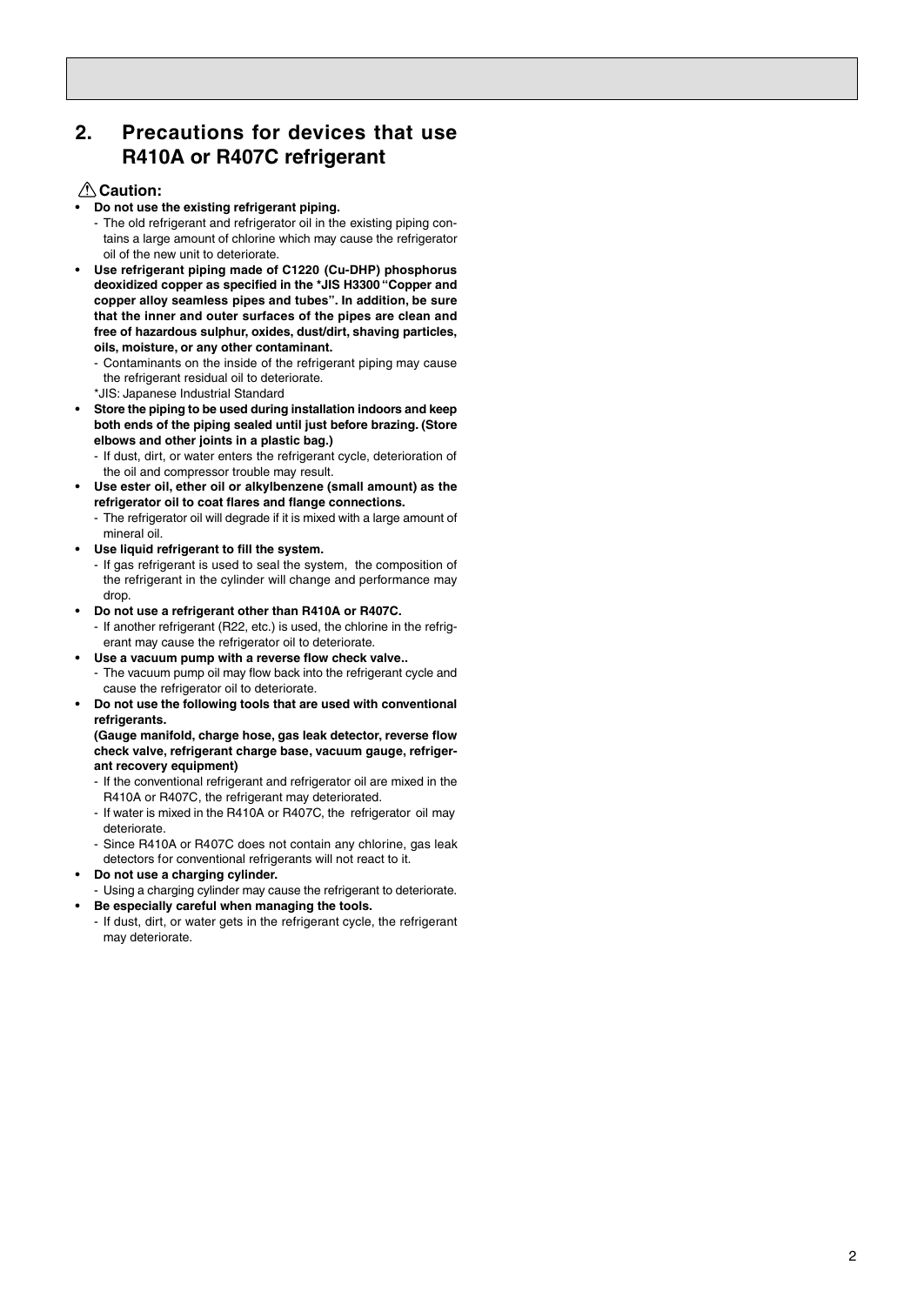## 2. Precautions for devices that use R410A or R407C refrigerant

⚠ **Caution:**

- **Do not use the existing refrigerant piping.**
  - The old refrigerant and refrigerator oil in the existing piping contains a large amount of chlorine which may cause the refrigerator oil of the new unit to deteriorate.
- **Use refrigerant piping made of C1220 (Cu-DHP) phosphorus deoxidized copper as specified in the *JIS H3300 "Copper and copper alloy seamless pipes and tubes". In addition, be sure that the inner and outer surfaces of the pipes are clean and free of hazardous sulphur, oxides, dust/dirt, shaving particles, oils, moisture, or any other contaminant.**
  - Contaminants on the inside of the refrigerant piping may cause the refrigerant residual oil to deteriorate.

  *JIS: Japanese Industrial Standard
- **Store the piping to be used during installation indoors and keep both ends of the piping sealed until just before brazing. (Store elbows and other joints in a plastic bag.)**
  - If dust, dirt, or water enters the refrigerant cycle, deterioration of the oil and compressor trouble may result.
- **Use ester oil, ether oil or alkylbenzene (small amount) as the refrigerator oil to coat flares and flange connections.**
  - The refrigerator oil will degrade if it is mixed with a large amount of mineral oil.
- **Use liquid refrigerant to fill the system.**
  - If gas refrigerant is used to seal the system, the composition of the refrigerant in the cylinder will change and performance may drop.
- **Do not use a refrigerant other than R410A or R407C.**
  - If another refrigerant (R22, etc.) is used, the chlorine in the refrigerant may cause the refrigerator oil to deteriorate.
- **Use a vacuum pump with a reverse flow check valve..**
  - The vacuum pump oil may flow back into the refrigerant cycle and cause the refrigerator oil to deteriorate.
- **Do not use the following tools that are used with conventional refrigerants.**

  **(Gauge manifold, charge hose, gas leak detector, reverse flow check valve, refrigerant charge base, vacuum gauge, refrigerant recovery equipment)**
  - If the conventional refrigerant and refrigerator oil are mixed in the R410A or R407C, the refrigerant may deteriorated.
  - If water is mixed in the R410A or R407C, the refrigerator oil may deteriorate.
  - Since R410A or R407C does not contain any chlorine, gas leak detectors for conventional refrigerants will not react to it.
- **Do not use a charging cylinder.**
  - Using a charging cylinder may cause the refrigerant to deteriorate.
- **Be especially careful when managing the tools.**
  - If dust, dirt, or water gets in the refrigerant cycle, the refrigerant may deteriorate.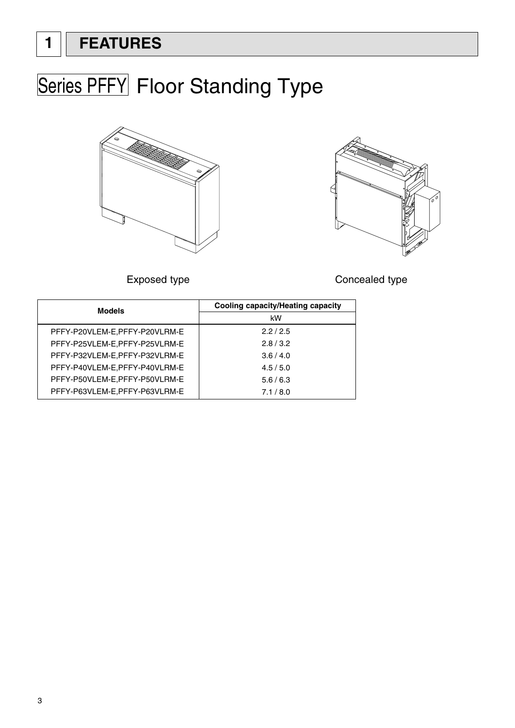# 1 FEATURES

## Series PFFY Floor Standing Type

Exposed type

Concealed type

| Models | Cooling capacity/Heating capacity |
|---|---|
| | kW |
| PFFY-P20VLEM-E,PFFY-P20VLRM-E | 2.2 / 2.5 |
| PFFY-P25VLEM-E,PFFY-P25VLRM-E | 2.8 / 3.2 |
| PFFY-P32VLEM-E,PFFY-P32VLRM-E | 3.6 / 4.0 |
| PFFY-P40VLEM-E,PFFY-P40VLRM-E | 4.5 / 5.0 |
| PFFY-P50VLEM-E,PFFY-P50VLRM-E | 5.6 / 6.3 |
| PFFY-P63VLEM-E,PFFY-P63VLRM-E | 7.1 / 8.0 |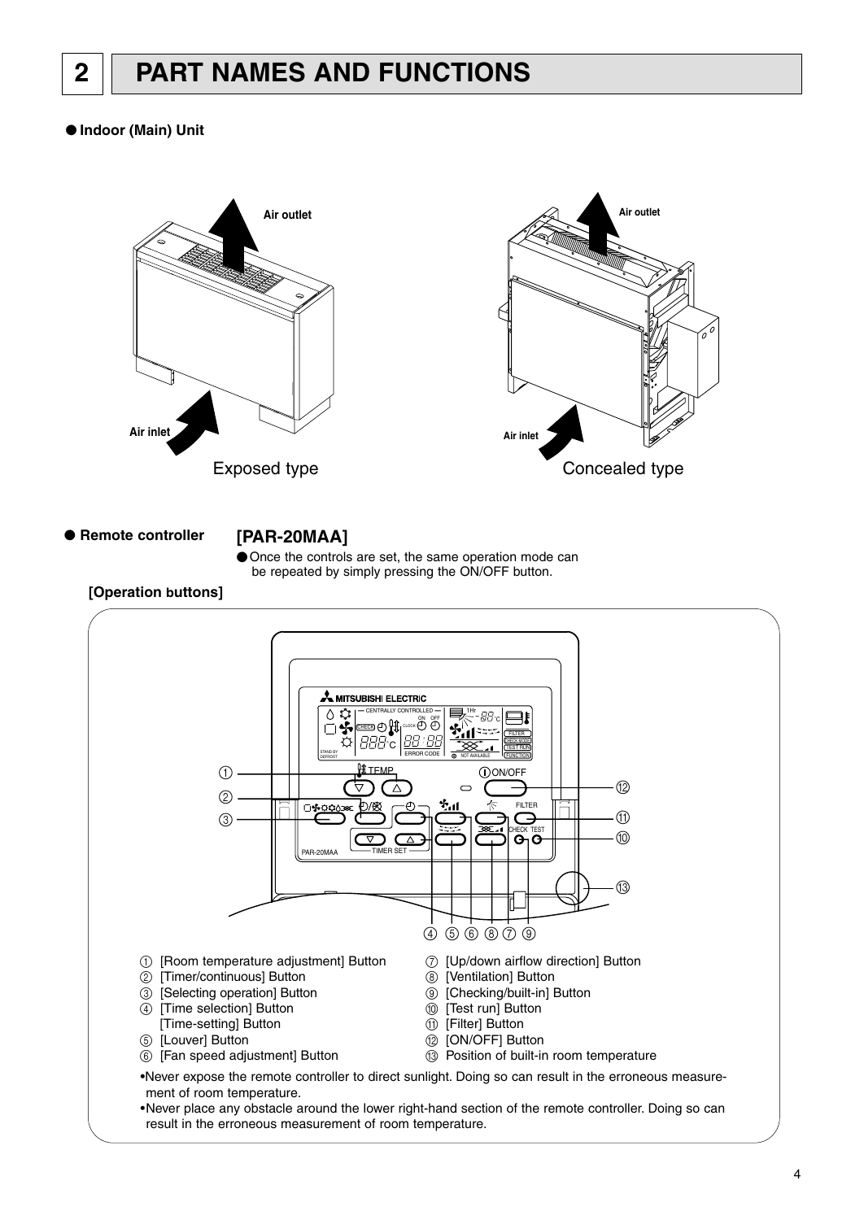# 2 PART NAMES AND FUNCTIONS

● **Indoor (Main) Unit**

Air outlet

Air inlet

Exposed type

Air outlet

Air inlet

Concealed type

● **Remote controller**

## [PAR-20MAA]

● Once the controls are set, the same operation mode can be repeated by simply pressing the ON/OFF button.

**[Operation buttons]**

① [Room temperature adjustment] Button
② [Timer/continuous] Button
③ [Selecting operation] Button
④ [Time selection] Button
   [Time-setting] Button
⑤ [Louver] Button
⑥ [Fan speed adjustment] Button
⑦ [Up/down airflow direction] Button
⑧ [Ventilation] Button
⑨ [Checking/built-in] Button
⑩ [Test run] Button
⑪ [Filter] Button
⑫ [ON/OFF] Button
⑬ Position of built-in room temperature

•Never expose the remote controller to direct sunlight. Doing so can result in the erroneous measurement of room temperature.
•Never place any obstacle around the lower right-hand section of the remote controller. Doing so can result in the erroneous measurement of room temperature.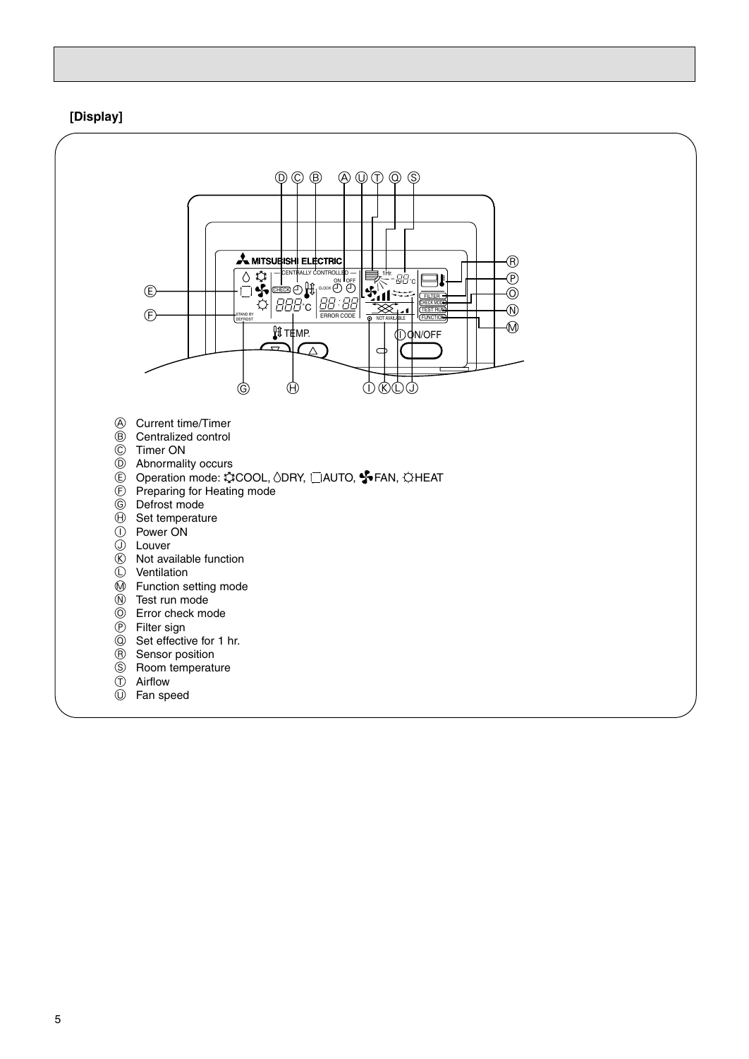**[Display]**

Ⓐ Current time/Timer
Ⓑ Centralized control
Ⓒ Timer ON
Ⓓ Abnormality occurs
Ⓔ Operation mode: COOL, DRY, AUTO, FAN, HEAT
Ⓕ Preparing for Heating mode
Ⓖ Defrost mode
Ⓗ Set temperature
Ⓘ Power ON
Ⓙ Louver
Ⓚ Not available function
Ⓛ Ventilation
Ⓜ Function setting mode
Ⓝ Test run mode
Ⓞ Error check mode
Ⓟ Filter sign
Ⓠ Set effective for 1 hr.
Ⓡ Sensor position
Ⓢ Room temperature
Ⓣ Airflow
Ⓤ Fan speed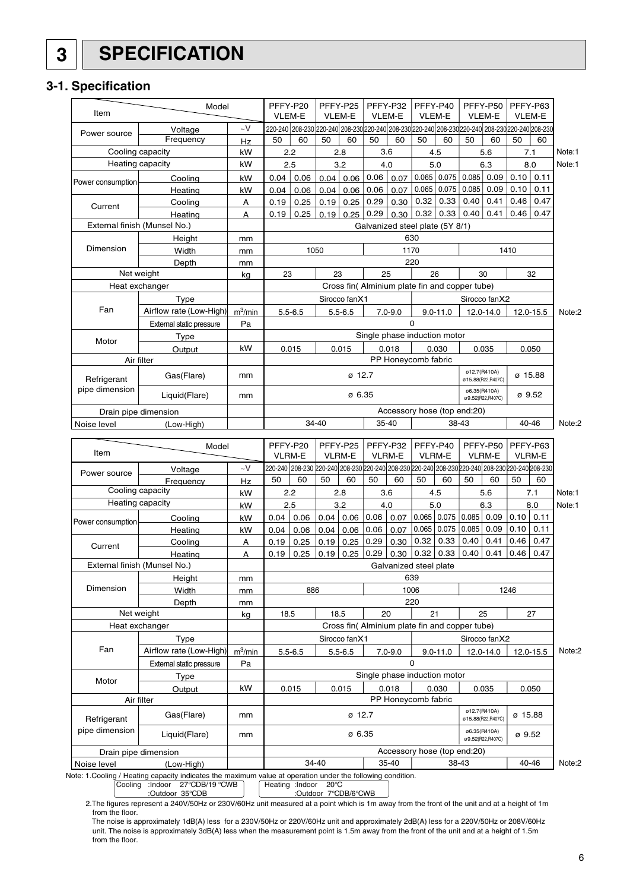# 3 SPECIFICATION

## 3-1. Specification

| Item | | | PFFY-P20 VLEM-E | | PFFY-P25 VLEM-E | | PFFY-P32 VLEM-E | | PFFY-P40 VLEM-E | | PFFY-P50 VLEM-E | | PFFY-P63 VLEM-E | | |
|---|---|---|---|---|---|---|---|---|---|---|---|---|---|---|---|
| Power source | Voltage | ~V | 220-240 | 208-230 | 220-240 | 208-230 | 220-240 | 208-230 | 220-240 | 208-230 | 220-240 | 208-230 | 220-240 | 208-230 | |
| | Frequency | Hz | 50 | 60 | 50 | 60 | 50 | 60 | 50 | 60 | 50 | 60 | 50 | 60 | |
| Cooling capacity | | kW | 2.2 | | 2.8 | | 3.6 | | 4.5 | | 5.6 | | 7.1 | | Note:1 |
| Heating capacity | | kW | 2.5 | | 3.2 | | 4.0 | | 5.0 | | 6.3 | | 8.0 | | Note:1 |
| Power consumption | Cooling | kW | 0.04 | 0.06 | 0.04 | 0.06 | 0.06 | 0.07 | 0.065 | 0.075 | 0.085 | 0.09 | 0.10 | 0.11 | |
| | Heating | kW | 0.04 | 0.06 | 0.04 | 0.06 | 0.06 | 0.07 | 0.065 | 0.075 | 0.085 | 0.09 | 0.10 | 0.11 | |
| Current | Cooling | A | 0.19 | 0.25 | 0.19 | 0.25 | 0.29 | 0.30 | 0.32 | 0.33 | 0.40 | 0.41 | 0.46 | 0.47 | |
| | Heating | A | 0.19 | 0.25 | 0.19 | 0.25 | 0.29 | 0.30 | 0.32 | 0.33 | 0.40 | 0.41 | 0.46 | 0.47 | |
| External finish (Munsel No.) | | | Galvanized steel plate (5Y 8/1) | | | | | | | | | | | | |
| Dimension | Height | mm | 630 | | | | | | | | | | | | |
| | Width | mm | 1050 | | | | 1170 | | | | 1410 | | | | |
| | Depth | mm | 220 | | | | | | | | | | | | |
| Net weight | | kg | 23 | | 23 | | 25 | | 26 | | 30 | | 32 | | |
| Heat exchanger | | | Cross fin( Alminium plate fin and copper tube) | | | | | | | | | | | | |
| Fan | Type | | Sirocco fanX1 | | | | | | | | Sirocco fanX2 | | | | |
| | Airflow rate (Low-High) | m³/min | 5.5-6.5 | | 5.5-6.5 | | 7.0-9.0 | | 9.0-11.0 | | 12.0-14.0 | | 12.0-15.5 | | Note:2 |
| | External static pressure | Pa | 0 | | | | | | | | | | | | |
| Motor | Type | | Single phase induction motor | | | | | | | | | | | | |
| | Output | kW | 0.015 | | 0.015 | | 0.018 | | 0.030 | | 0.035 | | 0.050 | | |
| Air filter | | | PP Honeycomb fabric | | | | | | | | | | | | |
| Refrigerant pipe dimension | Gas(Flare) | mm | ø 12.7 | | | | | | | | ø12.7(R410A) ø15.88(R22,R407C) | | ø 15.88 | | |
| | Liquid(Flare) | mm | ø 6.35 | | | | | | | | ø6.35(R410A) ø9.52(R22,R407C) | | ø 9.52 | | |
| Drain pipe dimension | | | Accessory hose (top end:20) | | | | | | | | | | | | |
| Noise level | (Low-High) | | 34-40 | | | | 35-40 | | 38-43 | | | | 40-46 | | Note:2 |

| Item | | | PFFY-P20 VLRM-E | | PFFY-P25 VLRM-E | | PFFY-P32 VLRM-E | | PFFY-P40 VLRM-E | | PFFY-P50 VLRM-E | | PFFY-P63 VLRM-E | | |
|---|---|---|---|---|---|---|---|---|---|---|---|---|---|---|---|
| Power source | Voltage | ~V | 220-240 | 208-230 | 220-240 | 208-230 | 220-240 | 208-230 | 220-240 | 208-230 | 220-240 | 208-230 | 220-240 | 208-230 | |
| | Frequency | Hz | 50 | 60 | 50 | 60 | 50 | 60 | 50 | 60 | 50 | 60 | 50 | 60 | |
| Cooling capacity | | kW | 2.2 | | 2.8 | | 3.6 | | 4.5 | | 5.6 | | 7.1 | | Note:1 |
| Heating capacity | | kW | 2.5 | | 3.2 | | 4.0 | | 5.0 | | 6.3 | | 8.0 | | Note:1 |
| Power consumption | Cooling | kW | 0.04 | 0.06 | 0.04 | 0.06 | 0.06 | 0.07 | 0.065 | 0.075 | 0.085 | 0.09 | 0.10 | 0.11 | |
| | Heating | kW | 0.04 | 0.06 | 0.04 | 0.06 | 0.06 | 0.07 | 0.065 | 0.075 | 0.085 | 0.09 | 0.10 | 0.11 | |
| Current | Cooling | A | 0.19 | 0.25 | 0.19 | 0.25 | 0.29 | 0.30 | 0.32 | 0.33 | 0.40 | 0.41 | 0.46 | 0.47 | |
| | Heating | A | 0.19 | 0.25 | 0.19 | 0.25 | 0.29 | 0.30 | 0.32 | 0.33 | 0.40 | 0.41 | 0.46 | 0.47 | |
| External finish (Munsel No.) | | | Galvanized steel plate | | | | | | | | | | | | |
| Dimension | Height | mm | 639 | | | | | | | | | | | | |
| | Width | mm | 886 | | | | 1006 | | | | 1246 | | | | |
| | Depth | mm | 220 | | | | | | | | | | | | |
| Net weight | | kg | 18.5 | | 18.5 | | 20 | | 21 | | 25 | | 27 | | |
| Heat exchanger | | | Cross fin( Alminium plate fin and copper tube) | | | | | | | | | | | | |
| Fan | Type | | Sirocco fanX1 | | | | | | | | Sirocco fanX2 | | | | |
| | Airflow rate (Low-High) | m³/min | 5.5-6.5 | | 5.5-6.5 | | 7.0-9.0 | | 9.0-11.0 | | 12.0-14.0 | | 12.0-15.5 | | Note:2 |
| | External static pressure | Pa | 0 | | | | | | | | | | | | |
| Motor | Type | | Single phase induction motor | | | | | | | | | | | | |
| | Output | kW | 0.015 | | 0.015 | | 0.018 | | 0.030 | | 0.035 | | 0.050 | | |
| Air filter | | | PP Honeycomb fabric | | | | | | | | | | | | |
| Refrigerant pipe dimension | Gas(Flare) | mm | ø 12.7 | | | | | | | | ø12.7(R410A) ø15.88(R22,R407C) | | ø 15.88 | | |
| | Liquid(Flare) | mm | ø 6.35 | | | | | | | | ø6.35(R410A) ø9.52(R22,R407C) | | ø 9.52 | | |
| Drain pipe dimension | | | Accessory hose (top end:20) | | | | | | | | | | | | |
| Noise level | (Low-High) | | 34-40 | | | | 35-40 | | 38-43 | | | | 40-46 | | Note:2 |

Note: 1.Cooling / Heating capacity indicates the maximum value at operation under the following condition.

Cooling :Indoor 27°CDB/19 °CWB
:Outdoor 35°CDB

Heating :Indoor 20°C
:Outdoor 7°CDB/6°CWB

2.The figures represent a 240V/50Hz or 230V/60Hz unit measured at a point which is 1m away from the front of the unit and at a height of 1m from the floor.
The noise is approximately 1dB(A) less for a 230V/50Hz or 220V/60Hz unit and approximately 2dB(A) less for a 220V/50Hz or 208V/60Hz unit. The noise is approximately 3dB(A) less when the measurement point is 1.5m away from the front of the unit and at a height of 1.5m from the floor.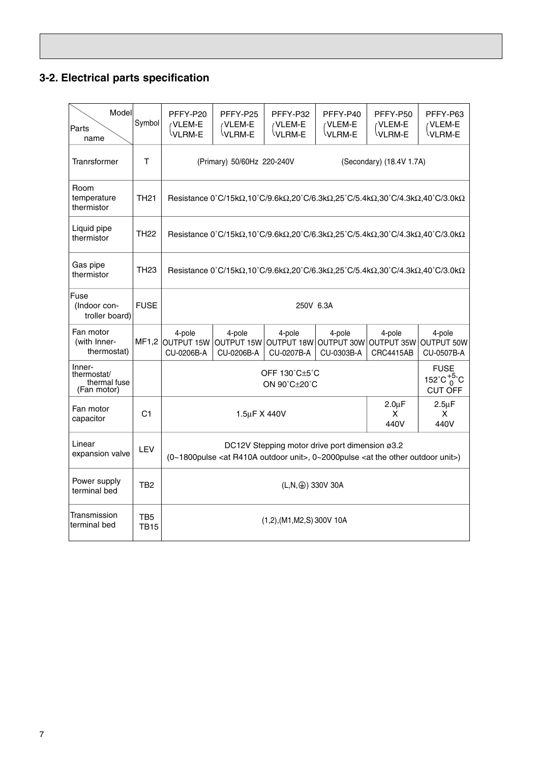## 3-2. Electrical parts specification

| Parts name \ Model | Symbol | PFFY-P20 (VLEM-E / VLRM-E) | PFFY-P25 (VLEM-E / VLRM-E) | PFFY-P32 (VLEM-E / VLRM-E) | PFFY-P40 (VLEM-E / VLRM-E) | PFFY-P50 (VLEM-E / VLRM-E) | PFFY-P63 (VLEM-E / VLRM-E) |
|---|---|---|---|---|---|---|---|
| Tranrsformer | T | (Primary) 50/60Hz 220-240V (Secondary) (18.4V 1.7A) | | | | | |
| Room temperature thermistor | TH21 | Resistance 0˚C/15kΩ,10˚C/9.6kΩ,20˚C/6.3kΩ,25˚C/5.4kΩ,30˚C/4.3kΩ,40˚C/3.0kΩ | | | | | |
| Liquid pipe thermistor | TH22 | Resistance 0˚C/15kΩ,10˚C/9.6kΩ,20˚C/6.3kΩ,25˚C/5.4kΩ,30˚C/4.3kΩ,40˚C/3.0kΩ | | | | | |
| Gas pipe thermistor | TH23 | Resistance 0˚C/15kΩ,10˚C/9.6kΩ,20˚C/6.3kΩ,25˚C/5.4kΩ,30˚C/4.3kΩ,40˚C/3.0kΩ | | | | | |
| Fuse (Indoor controller board) | FUSE | 250V 6.3A | | | | | |
| Fan motor (with Inner-thermostat) | MF1,2 | 4-pole OUTPUT 15W CU-0206B-A | 4-pole OUTPUT 15W CU-0206B-A | 4-pole OUTPUT 18W CU-0207B-A | 4-pole OUTPUT 30W CU-0303B-A | 4-pole OUTPUT 35W CRC4415AB | 4-pole OUTPUT 50W CU-0507B-A |
| Inner-thermostat/ thermal fuse (Fan motor) | | OFF 130˚C±5˚C ON 90˚C±20˚C | | | | | FUSE $152^{\circ}C^{+5}_{0}{}^{\circ}C$ CUT OFF |
| Fan motor capacitor | C1 | 1.5μF X 440V | | | | 2.0μF X 440V | 2.5μF X 440V |
| Linear expansion valve | LEV | DC12V Stepping motor drive port dimension ø3.2 (0~1800pulse <at R410A outdoor unit>, 0~2000pulse <at the other outdoor unit>) | | | | | |
| Power supply terminal bed | TB2 | (L,N,⏚) 330V 30A | | | | | |
| Transmission terminal bed | TB5 TB15 | (1,2),(M1,M2,S) 300V 10A | | | | | |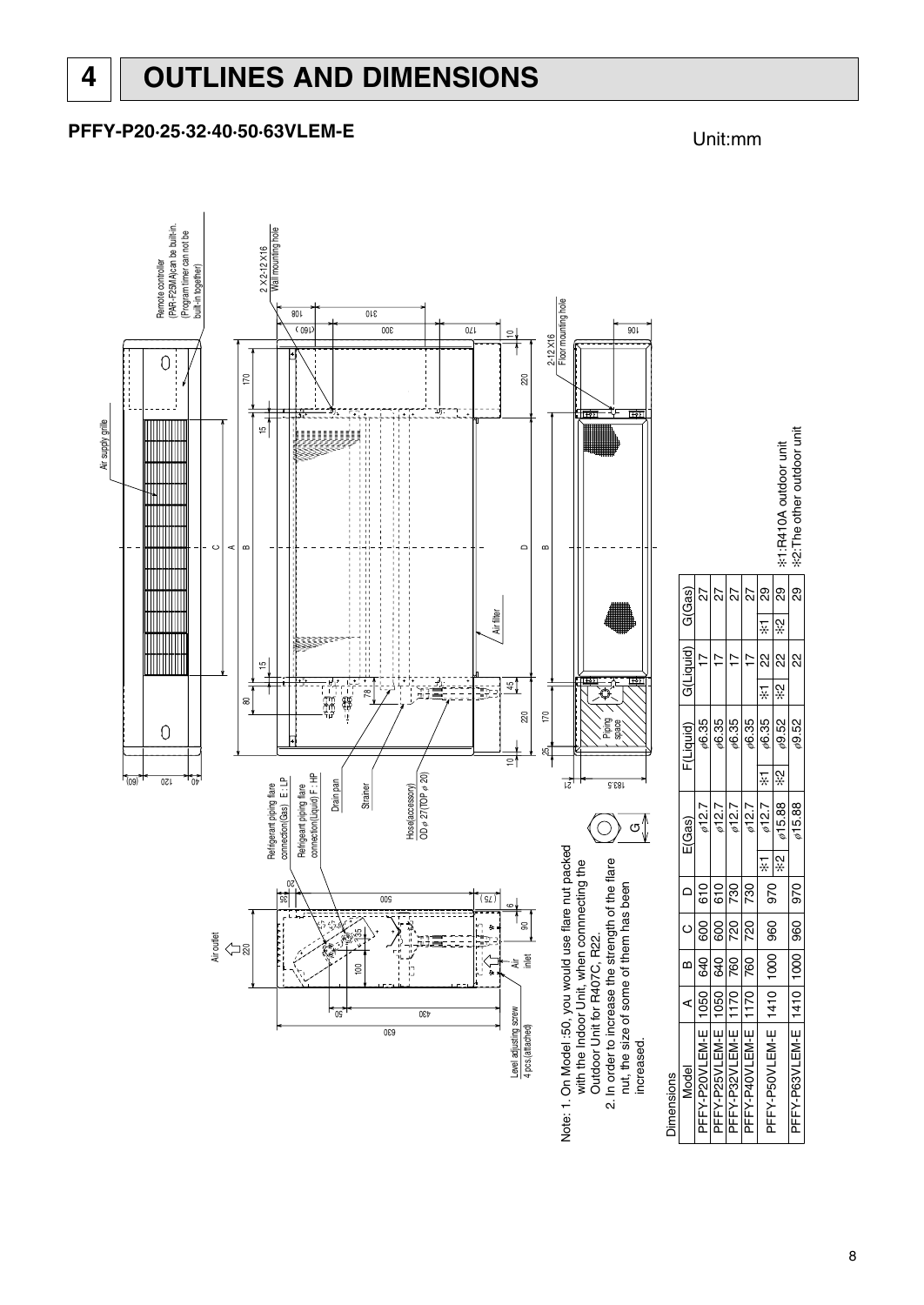# 4 OUTLINES AND DIMENSIONS

## PFFY-P20·25·32·40·50·63VLEM-E

Unit:mm

Air supply grille

Remote controller (PAR-F25MA)can be built-in. (Program timer can not be built-in together)

2 X 2-12 X16 Wall mounting hole

2-12 X16 Floor mounting hole

Air filter

Air outlet

Air inlet

Level adjusting screw 4 pcs.(attached)

Refrigerant piping flare connection(Gas) E : LP

Refrigerant piping flare connection(Liquid) F : HP

Drain pan

Strainer

Hose(accessory) OD φ 27(TOP φ 20)

Piping space

Note: 1. On Model :50, you would use flare nut packed with the Indoor Unit, when connecting the Outdoor Unit for R407C, R22.

2. In order to increase the strength of the flare nut, the size of some of them has been increased.

Dimensions

| Model | A | B | C | D | E(Gas) | | F(Liquid) | | G(Liquid) | | G(Gas) |
|---|---|---|---|---|---|---|---|---|---|---|---|
| PFFY-P20VLEM-E | 1050 | 640 | 600 | 610 | | φ12.7 | | φ6.35 | | 17 | 27 |
| PFFY-P25VLEM-E | 1050 | 640 | 600 | 610 | | φ12.7 | | φ6.35 | | 17 | 27 |
| PFFY-P32VLEM-E | 1170 | 760 | 720 | 730 | | φ12.7 | | φ6.35 | | 17 | 27 |
| PFFY-P40VLEM-E | 1170 | 760 | 720 | 730 | | φ12.7 | | φ6.35 | | 17 | 27 |
| PFFY-P50VLEM-E | 1410 | 1000 | 960 | 970 | ※1 | φ12.7 | ※1 | φ6.35 | ※1 | 22 | ※1 29 |
| | | | | | ※2 | φ15.88 | ※2 | φ9.52 | ※2 | 22 | ※2 29 |
| PFFY-P63VLEM-E | 1410 | 1000 | 960 | 970 | | φ15.88 | | φ9.52 | | 22 | 29 |

※1:R410A outdoor unit
※2:The other outdoor unit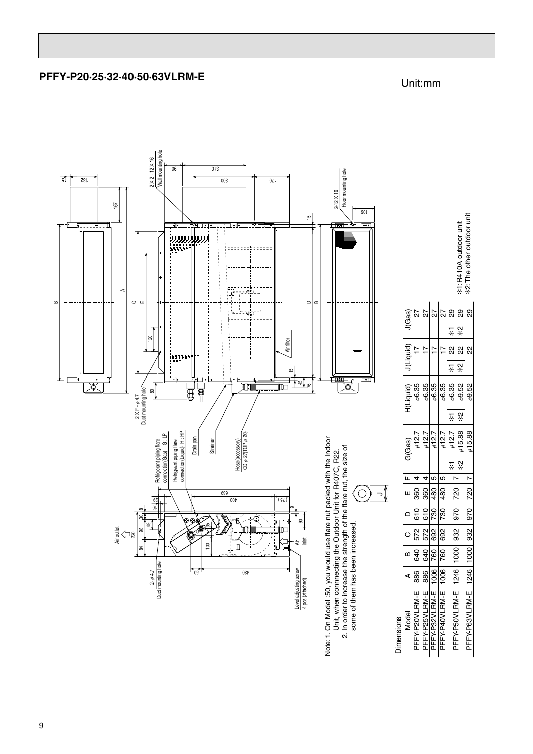## PFFY-P20·25·32·40·50·63VLRM-E

Unit:mm

Note:1. On Model :50, you would use flare nut packed with the Indoor Unit, when connecting the Outdoor Unit for R407C, R22.
2. In order to increase the strength of the flare nut, the size of some of them has been increased.

Dimensions

| Model | A | B | C | D | E | F | G(Gas) | | H(Liquid) | | J(Liquid) | | J(Gas) | |
|---|---|---|---|---|---|---|---|---|---|---|---|---|---|---|
| PFFY-P20VLRM-E | 886 | 640 | 572 | 610 | 360 | 4 | φ12.7 | | φ6.35 | | 17 | | 27 | |
| PFFY-P25VLRM-E | 886 | 640 | 572 | 610 | 360 | 4 | φ12.7 | | φ6.35 | | 17 | | 27 | |
| PFFY-P32VLRM-E | 1006 | 760 | 692 | 730 | 480 | 5 | φ12.7 | | φ6.35 | | 17 | | 27 | |
| PFFY-P40VLRM-E | 1006 | 760 | 692 | 730 | 480 | 5 | φ12.7 | | φ6.35 | | 17 | | 27 | |
| PFFY-P50VLRM-E | 1246 | 1000 | 932 | 970 | 720 | 7 | ※1 | φ12.7 | ※1 | φ6.35 | ※1 | 22 | ※1 | 29 |
| | | | | | | | ※2 | φ15.88 | ※2 | φ9.52 | ※2 | 22 | ※2 | 29 |
| PFFY-P63VLRM-E | 1246 | 1000 | 932 | 970 | 720 | 7 | φ15.88 | | φ9.52 | | 22 | | 29 | |

※1:R410A outdoor unit
※2:The other outdoor unit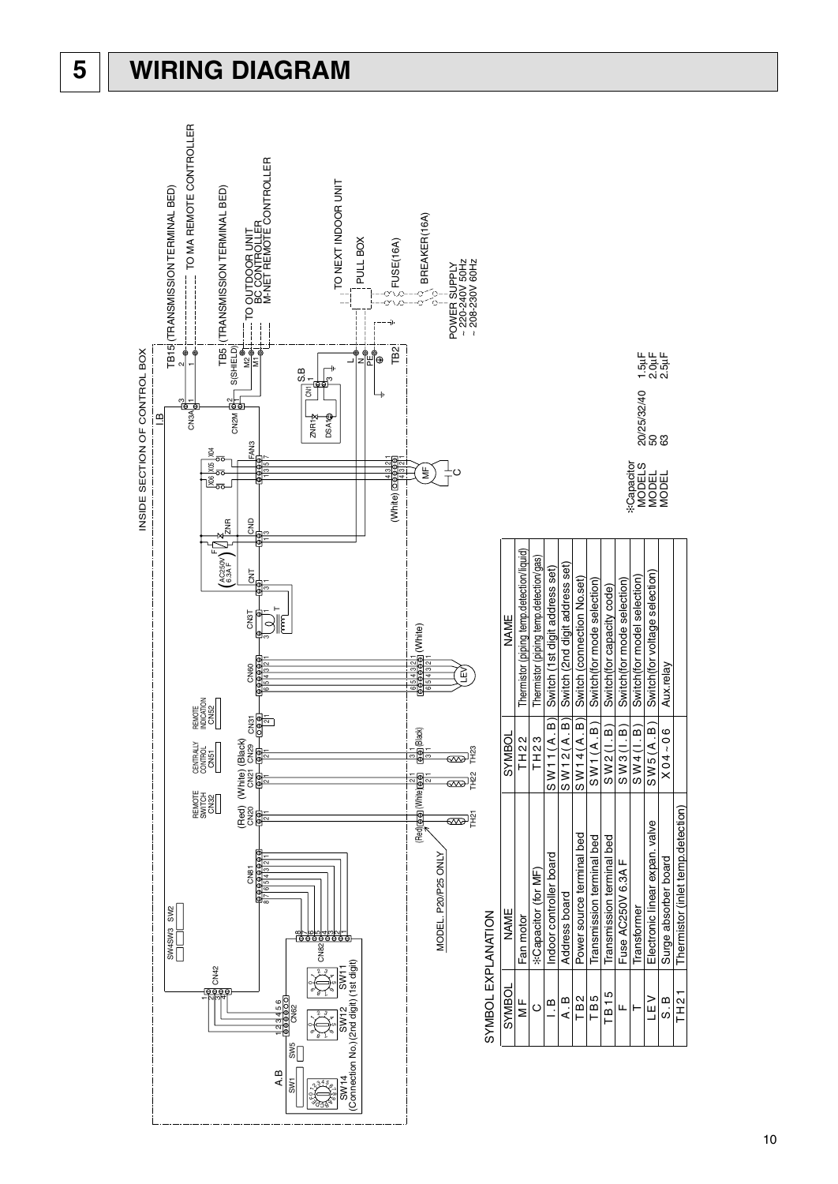# 5 WIRING DIAGRAM

INSIDE SECTION OF CONTROL BOX

TB15 (TRANSMISSION TERMINAL BED) — TO MA REMOTE CONTROLLER

TB5 (TRANSMISSION TERMINAL BED) — TO OUTDOOR UNIT, BC CONTROLLER, M-NET REMOTE CONTROLLER

TO NEXT INDOOR UNIT

PULL BOX

FUSE(16A)

BREAKER(16A)

POWER SUPPLY
~ 220-240V 50Hz
~ 208-230V 60Hz

MODEL. P20/P25 ONLY

SW14 (Connection No.)

SW12 (2nd digit)

SW11 (1st digit)

※Capacitor

| | |
|---|---|
| MODELS 20/25/32/40 | 1.5μF |
| MODEL 50 | 2.0μF |
| MODEL 63 | 2.5μF |

SYMBOL EXPLANATION

| SYMBOL | NAME | SYMBOL | NAME |
|---|---|---|---|
| MF | Fan motor | TH22 | Thermistor (piping temp.detection/liquid) |
| C | ※Capacitor (for MF) | TH23 | Thermistor (piping temp.detection/gas) |
| I.B | Indoor controller board | SW11(A.B) | Switch (1st digit address set) |
| A.B | Address board | SW12(A.B) | Switch (2nd digit address set) |
| TB2 | Power source terminal bed | SW14(A.B) | Switch (connection No.set) |
| TB5 | Transmission terminal bed | SW1(A.B) | Switch(for mode selection) |
| TB15 | Transmission terminal bed | SW2(I.B) | Switch(for capacity code) |
| F | Fuse AC250V 6.3A F | SW3(I.B) | Switch(for mode selection) |
| T | Transformer | SW4(I.B) | Switch(for model selection) |
| LEV | Electronic linear expan. valve | SW5(A.B) | Switch(for voltage selection) |
| S.B | Surge absorber board | X04~06 | Aux.relay |
| TH21 | Thermistor (inlet temp.detection) | | |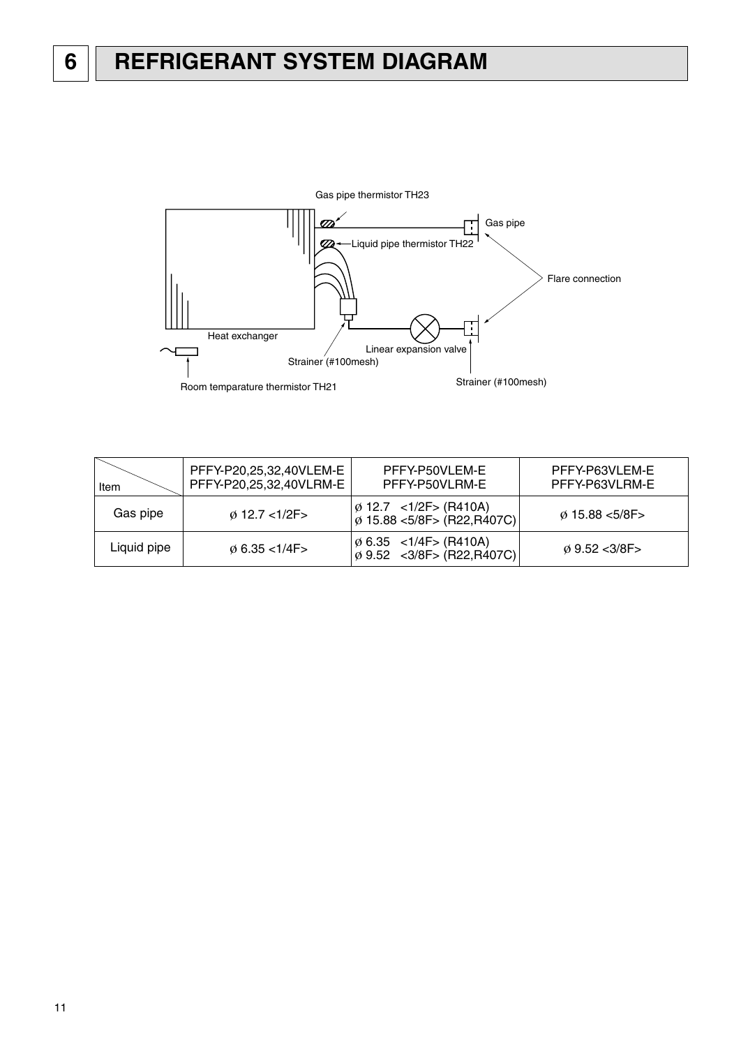# 6 REFRIGERANT SYSTEM DIAGRAM

Gas pipe thermistor TH23

Liquid pipe thermistor TH22

Gas pipe

Flare connection

Heat exchanger

Linear expansion valve

Strainer (#100mesh)

Strainer (#100mesh)

Room temparature thermistor TH21

| Item | PFFY-P20,25,32,40VLEM-E<br>PFFY-P20,25,32,40VLRM-E | PFFY-P50VLEM-E<br>PFFY-P50VLRM-E | PFFY-P63VLEM-E<br>PFFY-P63VLRM-E |
|---|---|---|---|
| Gas pipe | ø 12.7 <1/2F> | ø 12.7 <1/2F> (R410A)<br>ø 15.88 <5/8F> (R22,R407C) | ø 15.88 <5/8F> |
| Liquid pipe | ø 6.35 <1/4F> | ø 6.35 <1/4F> (R410A)<br>ø 9.52 <3/8F> (R22,R407C) | ø 9.52 <3/8F> |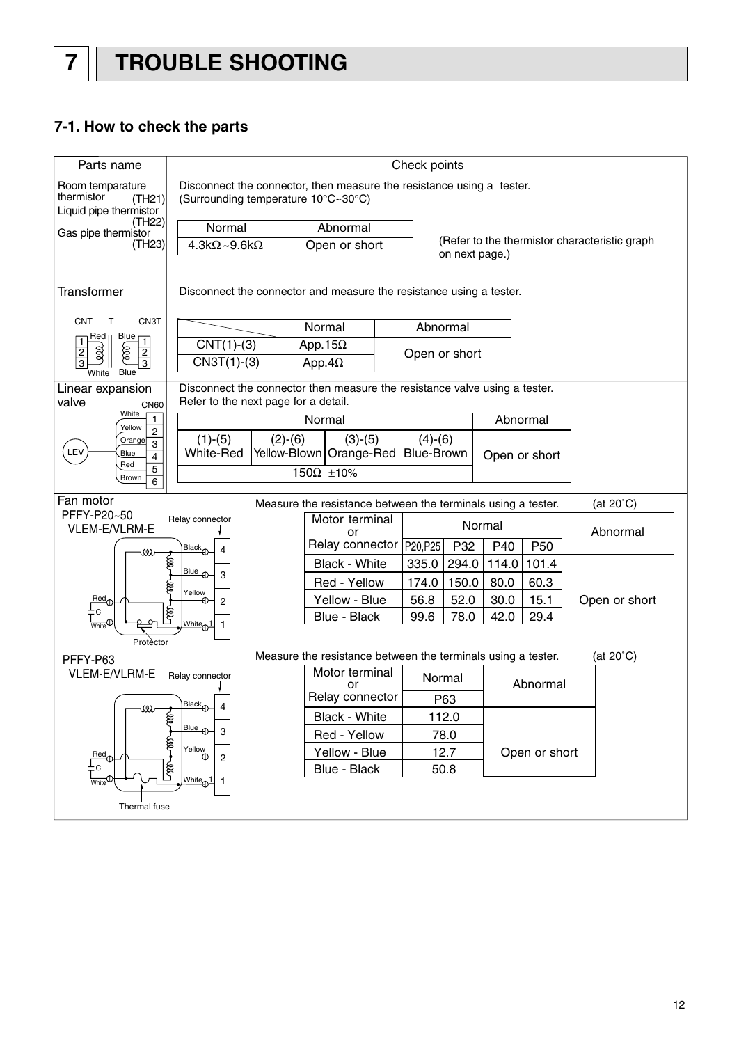# 7 TROUBLE SHOOTING

## 7-1. How to check the parts

| Parts name | Check points |
|---|---|
| Room temparature thermistor (TH21)<br>Liquid pipe thermistor (TH22)<br>Gas pipe thermistor (TH23) | Disconnect the connector, then measure the resistance using a tester.<br>(Surrounding temperature 10°C~30°C)<br>Normal: 4.3kΩ~9.6kΩ<br>Abnormal: Open or short<br>(Refer to the thermistor characteristic graph on next page.) |
| Transformer<br>CNT T CN3T<br>Red Blue<br>White Blue | Disconnect the connector and measure the resistance using a tester.<br>CNT(1)-(3): Normal App.15Ω<br>CN3T(1)-(3): Normal App.4Ω<br>Abnormal: Open or short |
| Linear expansion valve CN60<br>LEV: White 1, Yellow 2, Orange 3, Blue 4, Red 5, Brown 6 | Disconnect the connector then measure the resistance valve using a tester.<br>Refer to the next page for a detail.<br>Normal: (1)-(5) White-Red, (2)-(6) Yellow-Blown, (3)-(5) Orange-Red, (4)-(6) Blue-Brown: 150Ω ±10%<br>Abnormal: Open or short |

### Fan motor

PFFY-P20~50 VLEM-E/VLRM-E

Relay connector: Black 4, Blue 3, Yellow 2, White 1; Red, C, White; Protector

Measure the resistance between the terminals using a tester. (at 20˚C)

| Motor terminal or Relay connector | Normal P20,P25 | Normal P32 | Normal P40 | Normal P50 | Abnormal |
|---|---|---|---|---|---|
| Black - White | 335.0 | 294.0 | 114.0 | 101.4 | Open or short |
| Red - Yellow | 174.0 | 150.0 | 80.0 | 60.3 | |
| Yellow - Blue | 56.8 | 52.0 | 30.0 | 15.1 | |
| Blue - Black | 99.6 | 78.0 | 42.0 | 29.4 | |

PFFY-P63 VLEM-E/VLRM-E

Relay connector: Black 4, Blue 3, Yellow 2, White 1; Red, C, White; Thermal fuse

Measure the resistance between the terminals using a tester. (at 20˚C)

| Motor terminal or Relay connector | Normal P63 | Abnormal |
|---|---|---|
| Black - White | 112.0 | Open or short |
| Red - Yellow | 78.0 | |
| Yellow - Blue | 12.7 | |
| Blue - Black | 50.8 | |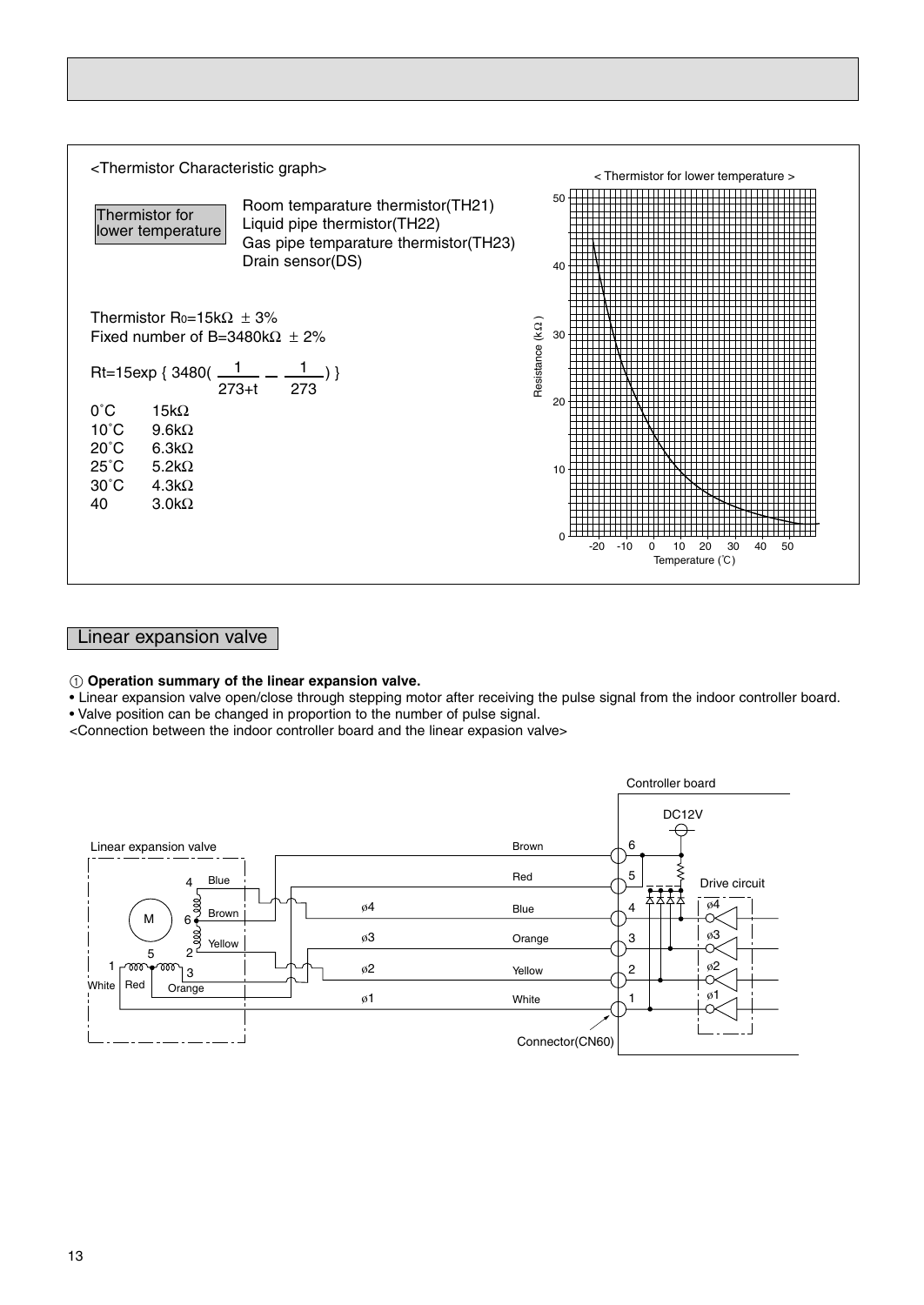<Thermistor Characteristic graph>

Thermistor for lower temperature

Room temparature thermistor(TH21)
Liquid pipe thermistor(TH22)
Gas pipe temparature thermistor(TH23)
Drain sensor(DS)

Thermistor $R_0$=15kΩ ± 3%
Fixed number of B=3480kΩ ± 2%

$$Rt=15\exp\left\{3480\left(\frac{1}{273+t}-\frac{1}{273}\right)\right\}$$

| | |
|---|---|
| 0˚C | 15kΩ |
| 10˚C | 9.6kΩ |
| 20˚C | 6.3kΩ |
| 25˚C | 5.2kΩ |
| 30˚C | 4.3kΩ |
| 40 | 3.0kΩ |

< Thermistor for lower temperature >

Resistance (kΩ)

Temperature (˚C)

## Linear expansion valve

① **Operation summary of the linear expansion valve.**

- Linear expansion valve open/close through stepping motor after receiving the pulse signal from the indoor controller board.
- Valve position can be changed in proportion to the number of pulse signal.

<Connection between the indoor controller board and the linear expasion valve>

Controller board

DC12V

Linear expansion valve

Drive circuit

| Pin | Wire color | Phase |
|---|---|---|
| 6 | Brown | |
| 5 | Red | |
| 4 | Blue | ø4 |
| 3 | Orange | ø3 |
| 2 | Yellow | ø2 |
| 1 | White | ø1 |

Connector(CN60)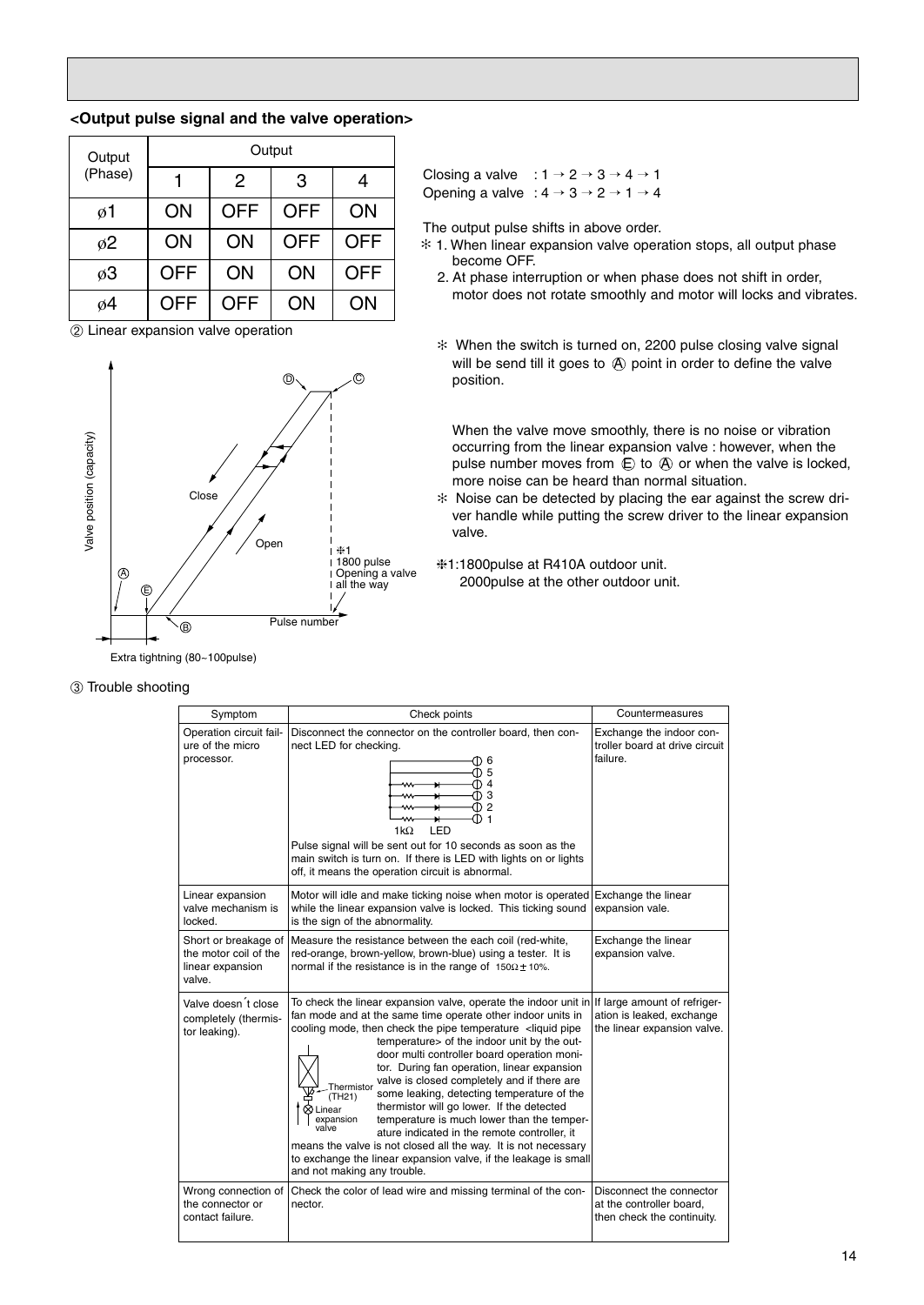**<Output pulse signal and the valve operation>**

| Output (Phase) | Output | | | |
|---|---|---|---|---|
| | 1 | 2 | 3 | 4 |
| ø1 | ON | OFF | OFF | ON |
| ø2 | ON | ON | OFF | OFF |
| ø3 | OFF | ON | ON | OFF |
| ø4 | OFF | OFF | ON | ON |

Closing a valve : 1 → 2 → 3 → 4 → 1
Opening a valve : 4 → 3 → 2 → 1 → 4

The output pulse shifts in above order.

✻ 1. When linear expansion valve operation stops, all output phase become OFF.
2. At phase interruption or when phase does not shift in order, motor does not rotate smoothly and motor will locks and vibrates.

② Linear expansion valve operation

Valve position (capacity)

Ⓓ Ⓒ

Close

Open

✻1
1800 pulse
Opening a valve all the way

Ⓐ Ⓔ Ⓑ

Pulse number

Extra tightning (80~100pulse)

✻ When the switch is turned on, 2200 pulse closing valve signal will be send till it goes to Ⓐ point in order to define the valve position.

When the valve move smoothly, there is no noise or vibration occurring from the linear expansion valve : however, when the pulse number moves from Ⓔ to Ⓐ or when the valve is locked, more noise can be heard than normal situation.

✻ Noise can be detected by placing the ear against the screw driver handle while putting the screw driver to the linear expansion valve.

✻1:1800pulse at R410A outdoor unit.
2000pulse at the other outdoor unit.

③ Trouble shooting

| Symptom | Check points | Countermeasures |
|---|---|---|
| Operation circuit failure of the micro processor. | Disconnect the connector on the controller board, then connect LED for checking. (1kΩ, LED, 1–6) Pulse signal will be sent out for 10 seconds as soon as the main switch is turn on. If there is LED with lights on or lights off, it means the operation circuit is abnormal. | Exchange the indoor controller board at drive circuit failure. |
| Linear expansion valve mechanism is locked. | Motor will idle and make ticking noise when motor is operated while the linear expansion valve is locked. This ticking sound is the sign of the abnormality. | Exchange the linear expansion vale. |
| Short or breakage of the motor coil of the linear expansion valve. | Measure the resistance between the each coil (red-white, red-orange, brown-yellow, brown-blue) using a tester. It is normal if the resistance is in the range of 150Ω ± 10%. | Exchange the linear expansion valve. |
| Valve doesn´t close completely (thermistor leaking). | To check the linear expansion valve, operate the indoor unit in fan mode and at the same time operate other indoor units in cooling mode, then check the pipe temperature <liquid pipe temperature> of the indoor unit by the outdoor multi controller board operation monitor. During fan operation, linear expansion valve is closed completely and if there are some leaking, detecting temperature of the thermistor will go lower. If the detected temperature is much lower than the temperature indicated in the remote controller, it means the valve is not closed all the way. It is not necessary to exchange the linear expansion valve, if the leakage is small and not making any trouble. (Thermistor (TH21), Linear expansion valve) | If large amount of refrigeration is leaked, exchange the linear expansion valve. |
| Wrong connection of the connector or contact failure. | Check the color of lead wire and missing terminal of the connector. | Disconnect the connector at the controller board, then check the continuity. |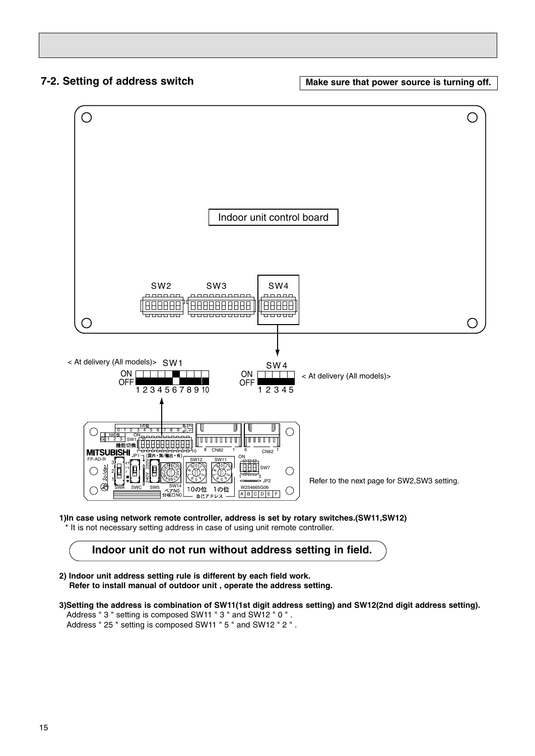## 7-2. Setting of address switch

**Make sure that power source is turning off.**

Indoor unit control board

SW2 SW3 SW4

< At delivery (All models)> SW1

ON
OFF
1 2 3 4 5 6 7 8 9 10

SW4

ON
OFF
1 2 3 4 5

< At delivery (All models)>

Refer to the next page for SW2,SW3 setting.

**1)In case using network remote controller, address is set by rotary switches.(SW11,SW12)**

\* It is not necessary setting address in case of using unit remote controller.

**Indoor unit do not run without address setting in field.**

**2) Indoor unit address setting rule is different by each field work.**
**Refer to install manual of outdoor unit , operate the address setting.**

**3)Setting the address is combination of SW11(1st digit address setting) and SW12(2nd digit address setting).**

Address " 3 " setting is composed SW11 " 3 " and SW12 " 0 " .

Address " 25 " setting is composed SW11 " 5 " and SW12 " 2 " .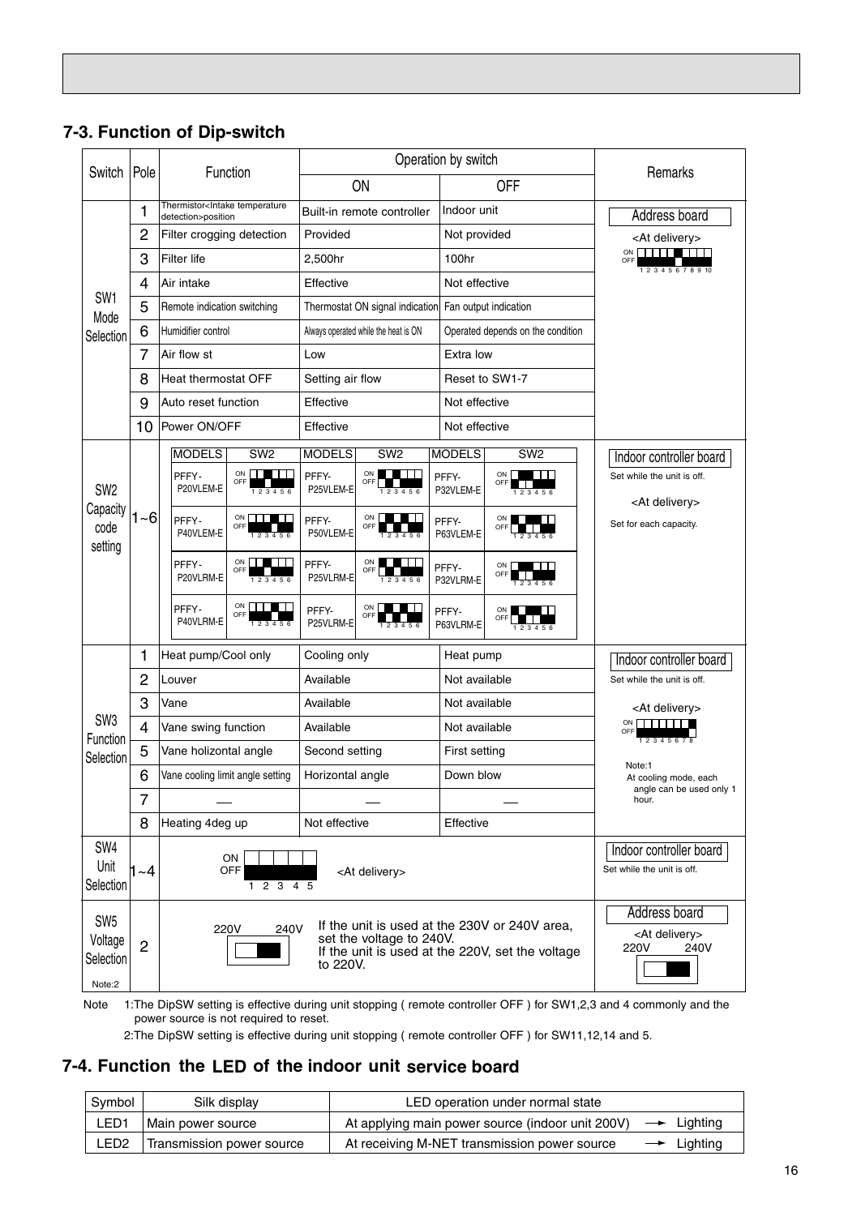## 7-3. Function of Dip-switch

| Switch | Pole | Function | Operation by switch | | Remarks |
|---|---|---|---|---|---|
| | | | ON | OFF | |
| SW1 Mode Selection | 1 | Thermistor<Intake temperature detection>position | Built-in remote controller | Indoor unit | Address board <At delivery> |
| | 2 | Filter crogging detection | Provided | Not provided | |
| | 3 | Filter life | 2,500hr | 100hr | |
| | 4 | Air intake | Effective | Not effective | |
| | 5 | Remote indication switching | Thermostat ON signal indication | Fan output indication | |
| | 6 | Humidifier control | Always operated while the heat is ON | Operated depends on the condition | |
| | 7 | Air flow st | Low | Extra low | |
| | 8 | Heat thermostat OFF | Setting air flow | Reset to SW1-7 | |
| | 9 | Auto reset function | Effective | Not effective | |
| | 10 | Power ON/OFF | Effective | Not effective | |
| SW2 Capacity code setting | 1~6 | MODELS / SW2: PFFY-P20VLEM-E, PFFY-P25VLEM-E, PFFY-P32VLEM-E, PFFY-P40VLEM-E, PFFY-P50VLEM-E, PFFY-P63VLEM-E, PFFY-P20VLRM-E, PFFY-P25VLRM-E, PFFY-P32VLRM-E, PFFY-P40VLRM-E, PFFY-P25VLRM-E, PFFY-P63VLRM-E | | | Indoor controller board. Set while the unit is off. <At delivery> Set for each capacity. |
| SW3 Function Selection | 1 | Heat pump/Cool only | Cooling only | Heat pump | Indoor controller board. Set while the unit is off. <At delivery> |
| | 2 | Louver | Available | Not available | |
| | 3 | Vane | Available | Not available | |
| | 4 | Vane swing function | Available | Not available | |
| | 5 | Vane holizontal angle | Second setting | First setting | Note:1 At cooling mode, each angle can be used only 1 hour. |
| | 6 | Vane cooling limit angle setting | Horizontal angle | Down blow | |
| | 7 | — | — | — | |
| | 8 | Heating 4deg up | Not effective | Effective | |
| SW4 Unit Selection | 1~4 | <At delivery> | | | Indoor controller board. Set while the unit is off. |
| SW5 Voltage Selection Note:2 | 2 | 220V / 240V. If the unit is used at the 230V or 240V area, set the voltage to 240V. If the unit is used at the 220V, set the voltage to 220V. | | | Address board <At delivery> 220V 240V |

Note 1:The DipSW setting is effective during unit stopping ( remote controller OFF ) for SW1,2,3 and 4 commonly and the power source is not required to reset.

2:The DipSW setting is effective during unit stopping ( remote controller OFF ) for SW11,12,14 and 5.

## 7-4. Function the LED of the indoor unit service board

| Symbol | Silk display | LED operation under normal state |
|---|---|---|
| LED1 | Main power source | At applying main power source (indoor unit 200V) → Lighting |
| LED2 | Transmission power source | At receiving M-NET transmission power source → Lighting |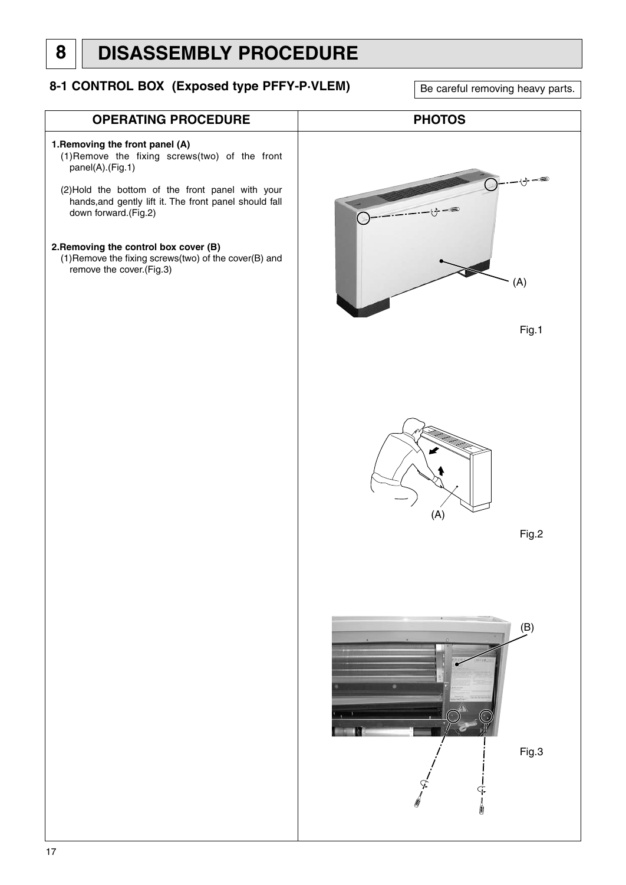# 8 DISASSEMBLY PROCEDURE

## 8-1 CONTROL BOX (Exposed type PFFY-P·VLEM)

Be careful removing heavy parts.

| OPERATING PROCEDURE | PHOTOS |
|---|---|
| **1.Removing the front panel (A)**<br>(1)Remove the fixing screws(two) of the front panel(A).(Fig.1)<br><br>(2)Hold the bottom of the front panel with your hands,and gently lift it. The front panel should fall down forward.(Fig.2)<br><br>**2.Removing the control box cover (B)**<br>(1)Remove the fixing screws(two) of the cover(B) and remove the cover.(Fig.3) | (A)<br>Fig.1<br><br>(A)<br>Fig.2<br><br>(B)<br>Fig.3 |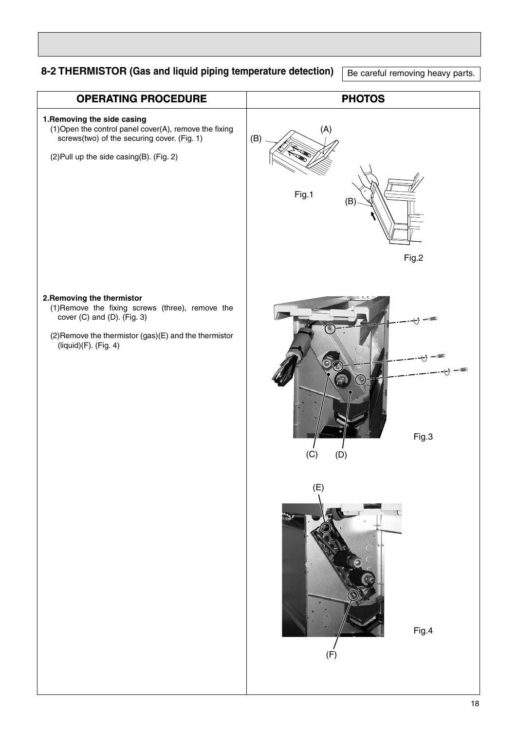## 8-2 THERMISTOR (Gas and liquid piping temperature detection)

Be careful removing heavy parts.

| OPERATING PROCEDURE | PHOTOS |
| --- | --- |
| **1.Removing the side casing**<br>(1)Open the control panel cover(A), remove the fixing screws(two) of the securing cover. (Fig. 1)<br>(2)Pull up the side casing(B). (Fig. 2) | Fig.1<br>Fig.2 |
| **2.Removing the thermistor**<br>(1)Remove the fixing screws (three), remove the cover (C) and (D). (Fig. 3)<br>(2)Remove the thermistor (gas)(E) and the thermistor (liquid)(F). (Fig. 4) | Fig.3<br>Fig.4 |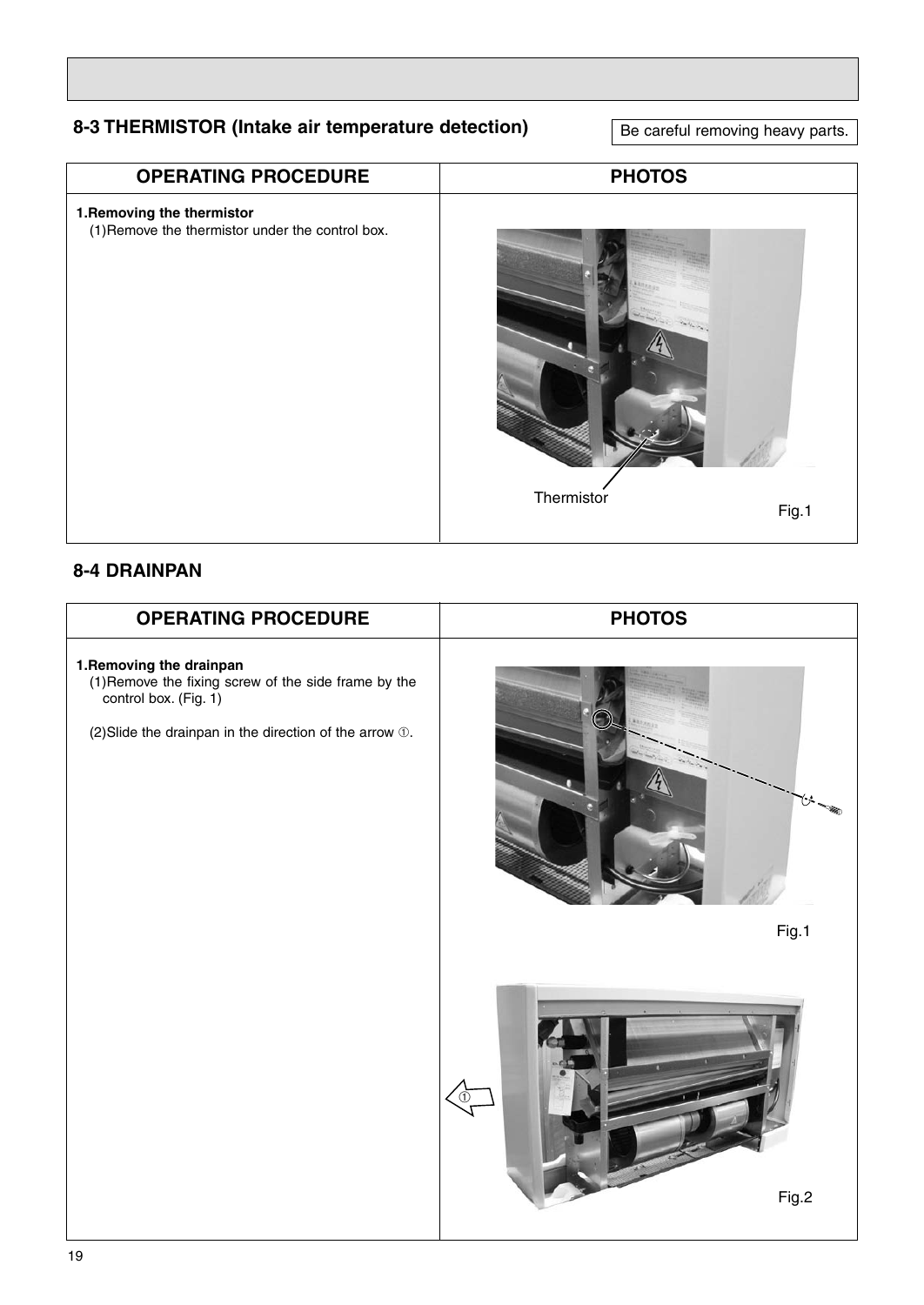## 8-3 THERMISTOR (Intake air temperature detection)

Be careful removing heavy parts.

| OPERATING PROCEDURE | PHOTOS |
| --- | --- |
| **1.Removing the thermistor**<br>(1)Remove the thermistor under the control box. | Thermistor<br>Fig.1 |

## 8-4 DRAINPAN

| OPERATING PROCEDURE | PHOTOS |
| --- | --- |
| **1.Removing the drainpan**<br>(1)Remove the fixing screw of the side frame by the control box. (Fig. 1)<br><br>(2)Slide the drainpan in the direction of the arrow ①. | Fig.1<br><br>①<br>Fig.2 |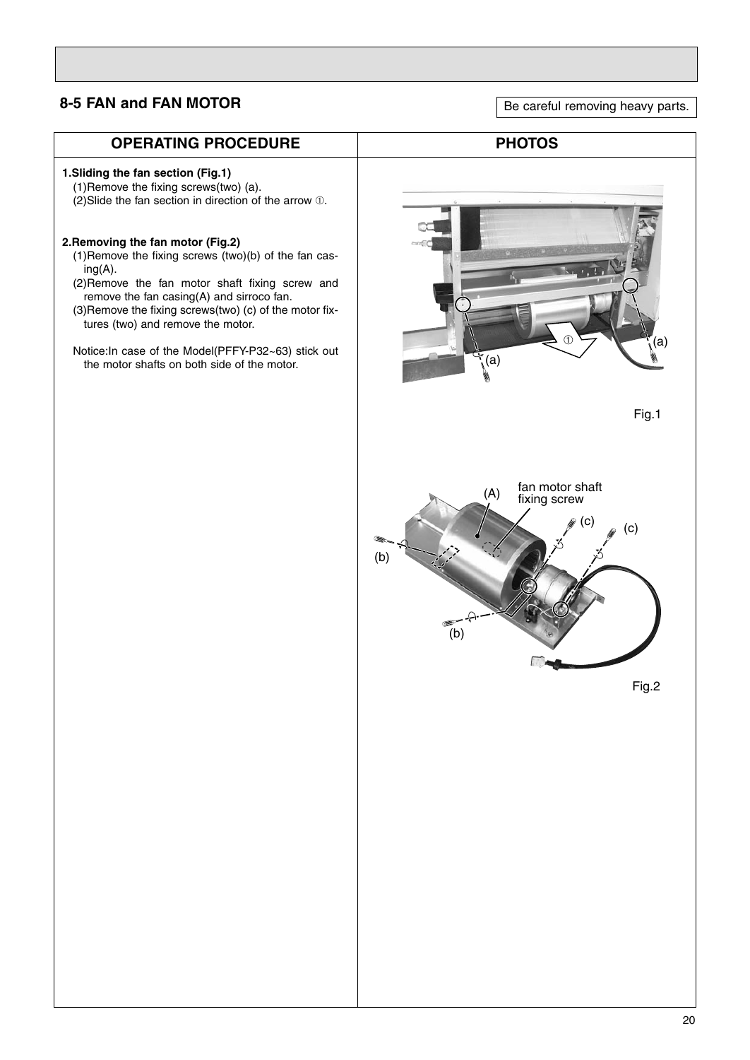## 8-5 FAN and FAN MOTOR

Be careful removing heavy parts.

| OPERATING PROCEDURE | PHOTOS |
|---|---|
| **1.Sliding the fan section (Fig.1)**<br>(1)Remove the fixing screws(two) (a).<br>(2)Slide the fan section in direction of the arrow ①.<br><br>**2.Removing the fan motor (Fig.2)**<br>(1)Remove the fixing screws (two)(b) of the fan casing(A).<br>(2)Remove the fan motor shaft fixing screw and remove the fan casing(A) and sirroco fan.<br>(3)Remove the fixing screws(two) (c) of the motor fixtures (two) and remove the motor.<br><br>Notice:In case of the Model(PFFY-P32~63) stick out the motor shafts on both side of the motor. | Fig.1<br><br>Fig.2 |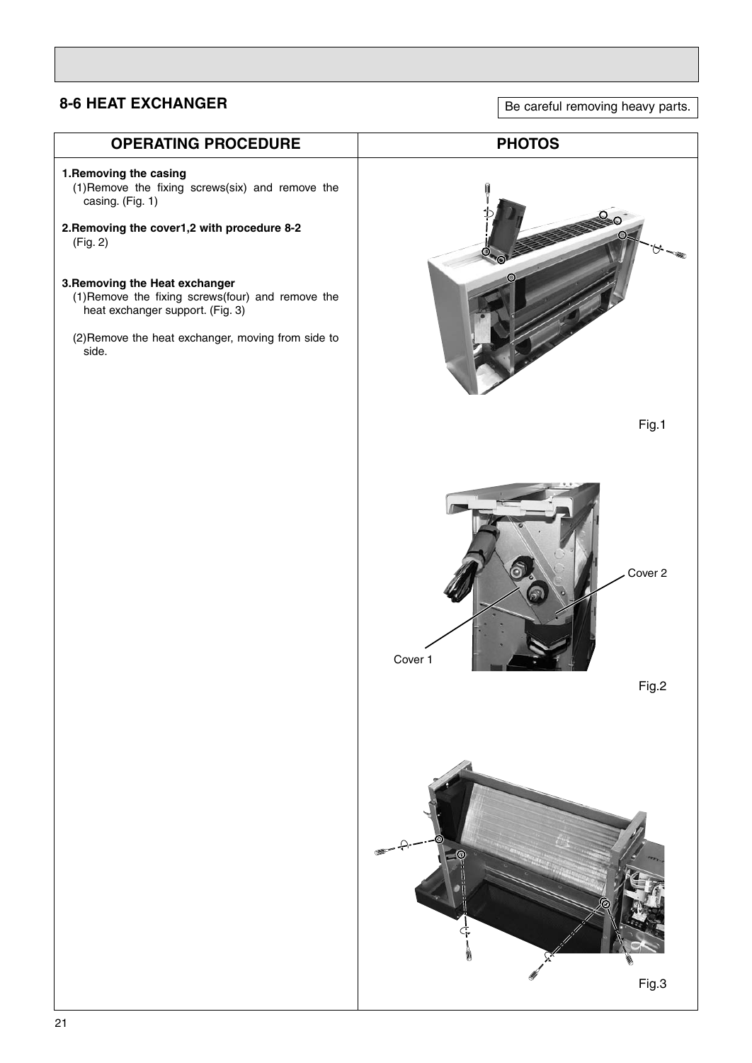## 8-6 HEAT EXCHANGER

Be careful removing heavy parts.

| OPERATING PROCEDURE | PHOTOS |
| --- | --- |
| **1.Removing the casing**<br>(1)Remove the fixing screws(six) and remove the casing. (Fig. 1)<br><br>**2.Removing the cover1,2 with procedure 8-2**<br>(Fig. 2)<br><br>**3.Removing the Heat exchanger**<br>(1)Remove the fixing screws(four) and remove the heat exchanger support. (Fig. 3)<br><br>(2)Remove the heat exchanger, moving from side to side. | Fig.1<br><br>Cover 2<br>Cover 1<br>Fig.2<br><br>Fig.3 |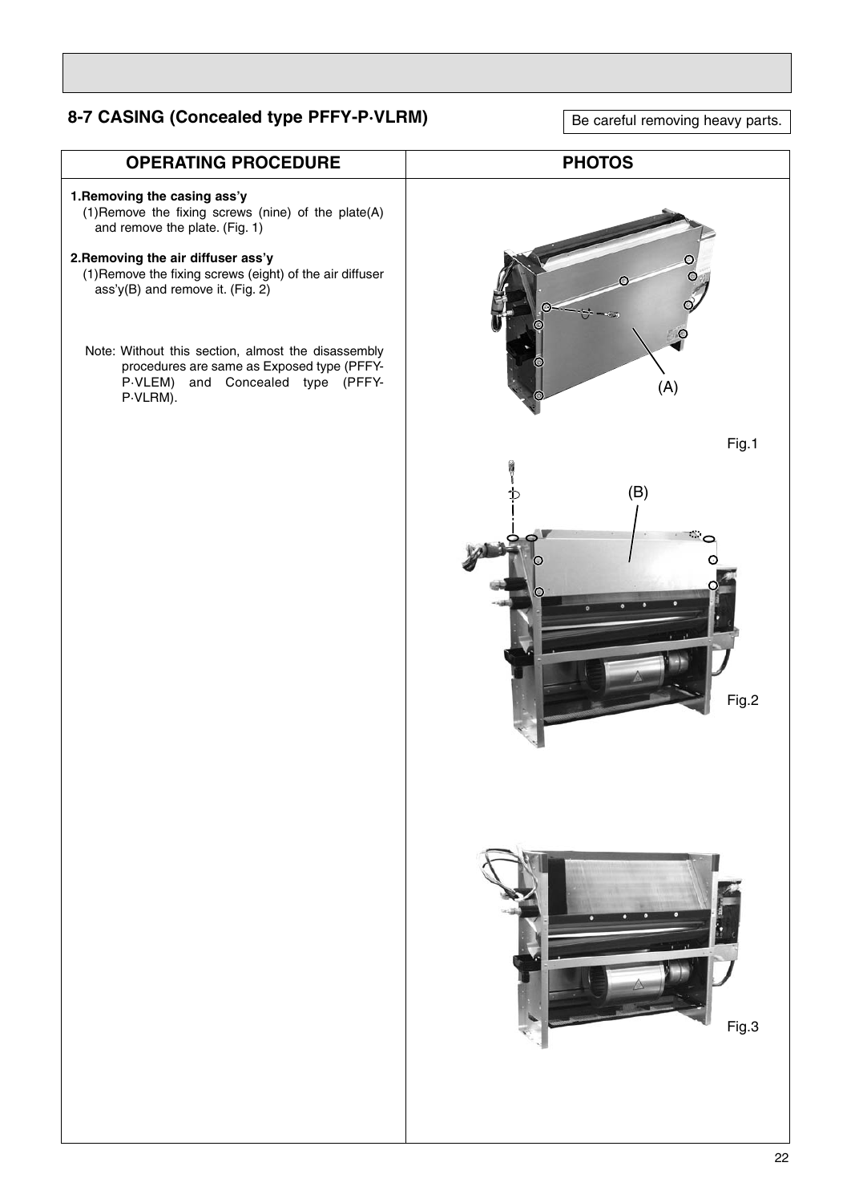## 8-7 CASING (Concealed type PFFY-P·VLRM)

Be careful removing heavy parts.

| OPERATING PROCEDURE | PHOTOS |
|---|---|
| **1.Removing the casing ass'y**<br>(1)Remove the fixing screws (nine) of the plate(A) and remove the plate. (Fig. 1)<br><br>**2.Removing the air diffuser ass'y**<br>(1)Remove the fixing screws (eight) of the air diffuser ass'y(B) and remove it. (Fig. 2)<br><br>Note: Without this section, almost the disassembly procedures are same as Exposed type (PFFY-P·VLEM) and Concealed type (PFFY-P·VLRM). | (A)<br>Fig.1<br><br>(B)<br>Fig.2<br><br>Fig.3 |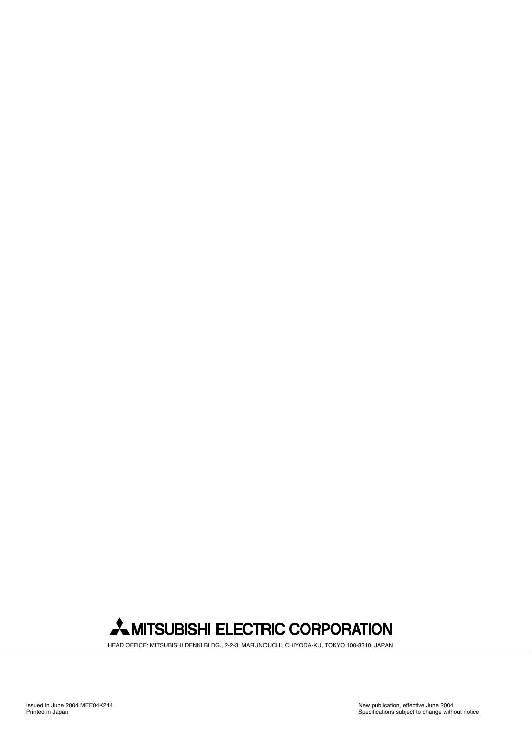**MITSUBISHI ELECTRIC CORPORATION**

HEAD OFFICE: MITSUBISHI DENKI BLDG., 2-2-3, MARUNOUCHI, CHIYODA-KU, TOKYO 100-8310, JAPAN

Issued in June 2004 MEE04K244
Printed in Japan

New publication, effective June 2004
Specifications subject to change without notice